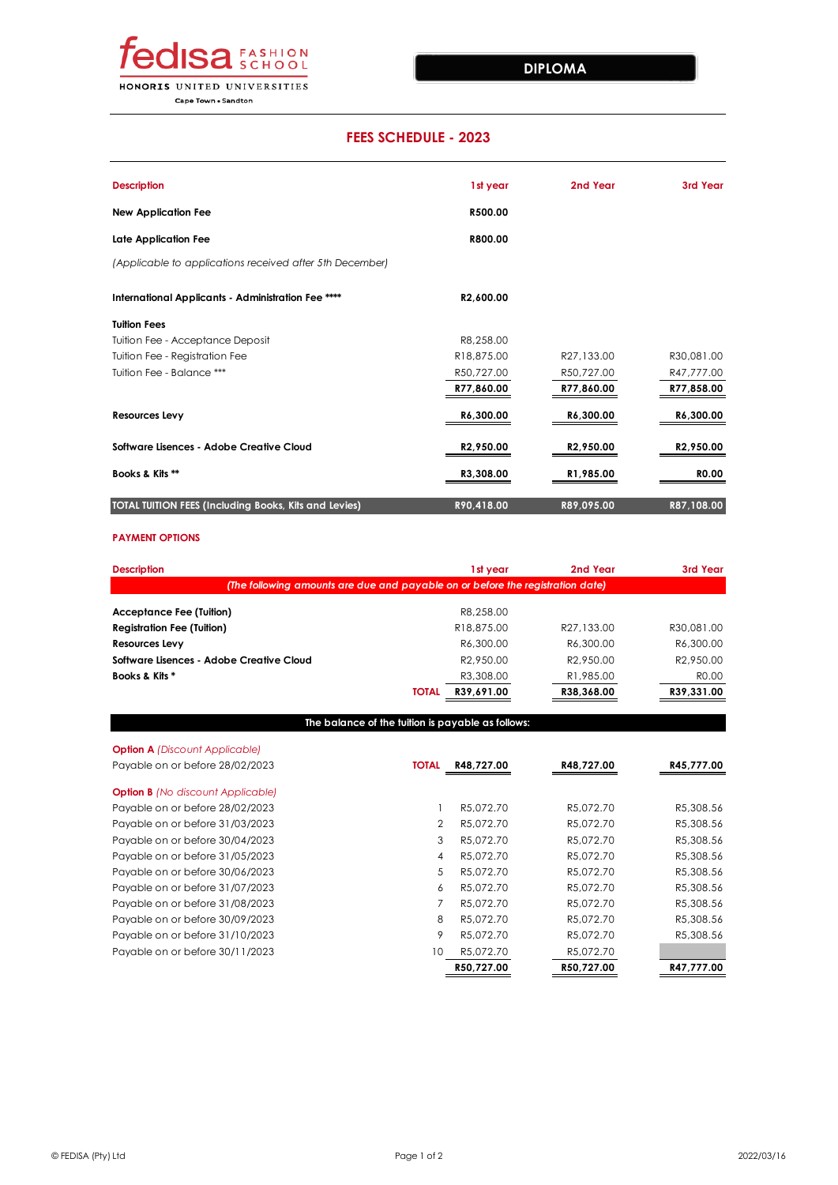fedisa FASHION SCHOOL

HONORIS UNITED UNIVERSITIES

Cape Town • Sandton

**DIPLOMA**

## FEES SCHEDULE - 2023

| Description | 1st year | 2nd Year | 3rd Year |
|---|---|---|---|
| **New Application Fee** | **R500.00** | | |
| **Late Application Fee** | **R800.00** | | |
| *(Applicable to applications received after 5th December)* | | | |
| **International Applicants - Administration Fee \*\*\*\*** | **R2,600.00** | | |
| **Tuition Fees** | | | |
| Tuition Fee - Acceptance Deposit | R8,258.00 | | |
| Tuition Fee - Registration Fee | R18,875.00 | R27,133.00 | R30,081.00 |
| Tuition Fee - Balance \*\*\* | R50,727.00 | R50,727.00 | R47,777.00 |
| | **R77,860.00** | **R77,860.00** | **R77,858.00** |
| **Resources Levy** | **R6,300.00** | **R6,300.00** | **R6,300.00** |
| **Software Lisences - Adobe Creative Cloud** | **R2,950.00** | **R2,950.00** | **R2,950.00** |
| **Books & Kits \*\*** | **R3,308.00** | **R1,985.00** | **R0.00** |
| **TOTAL TUITION FEES (Including Books, Kits and Levies)** | **R90,418.00** | **R89,095.00** | **R87,108.00** |

### PAYMENT OPTIONS

| Description | | 1st year | 2nd Year | 3rd Year |
|---|---|---|---|---|
| *(The following amounts are due and payable on or before the registration date)* | | | | |
| **Acceptance Fee (Tuition)** | | R8,258.00 | | |
| **Registration Fee (Tuition)** | | R18,875.00 | R27,133.00 | R30,081.00 |
| **Resources Levy** | | R6,300.00 | R6,300.00 | R6,300.00 |
| **Software Lisences - Adobe Creative Cloud** | | R2,950.00 | R2,950.00 | R2,950.00 |
| **Books & Kits \*** | | R3,308.00 | R1,985.00 | R0.00 |
| | **TOTAL** | **R39,691.00** | **R38,368.00** | **R39,331.00** |

**The balance of the tuition is payable as follows:**

| | | 1st year | 2nd Year | 3rd Year |
|---|---|---|---|---|
| **Option A** *(Discount Applicable)* | | | | |
| Payable on or before 28/02/2023 | **TOTAL** | **R48,727.00** | **R48,727.00** | **R45,777.00** |
| **Option B** *(No discount Applicable)* | | | | |
| Payable on or before 28/02/2023 | 1 | R5,072.70 | R5,072.70 | R5,308.56 |
| Payable on or before 31/03/2023 | 2 | R5,072.70 | R5,072.70 | R5,308.56 |
| Payable on or before 30/04/2023 | 3 | R5,072.70 | R5,072.70 | R5,308.56 |
| Payable on or before 31/05/2023 | 4 | R5,072.70 | R5,072.70 | R5,308.56 |
| Payable on or before 30/06/2023 | 5 | R5,072.70 | R5,072.70 | R5,308.56 |
| Payable on or before 31/07/2023 | 6 | R5,072.70 | R5,072.70 | R5,308.56 |
| Payable on or before 31/08/2023 | 7 | R5,072.70 | R5,072.70 | R5,308.56 |
| Payable on or before 30/09/2023 | 8 | R5,072.70 | R5,072.70 | R5,308.56 |
| Payable on or before 31/10/2023 | 9 | R5,072.70 | R5,072.70 | R5,308.56 |
| Payable on or before 30/11/2023 | 10 | R5,072.70 | R5,072.70 | |
| | | **R50,727.00** | **R50,727.00** | **R47,777.00** |

© FEDISA (Pty) Ltd 2022/03/16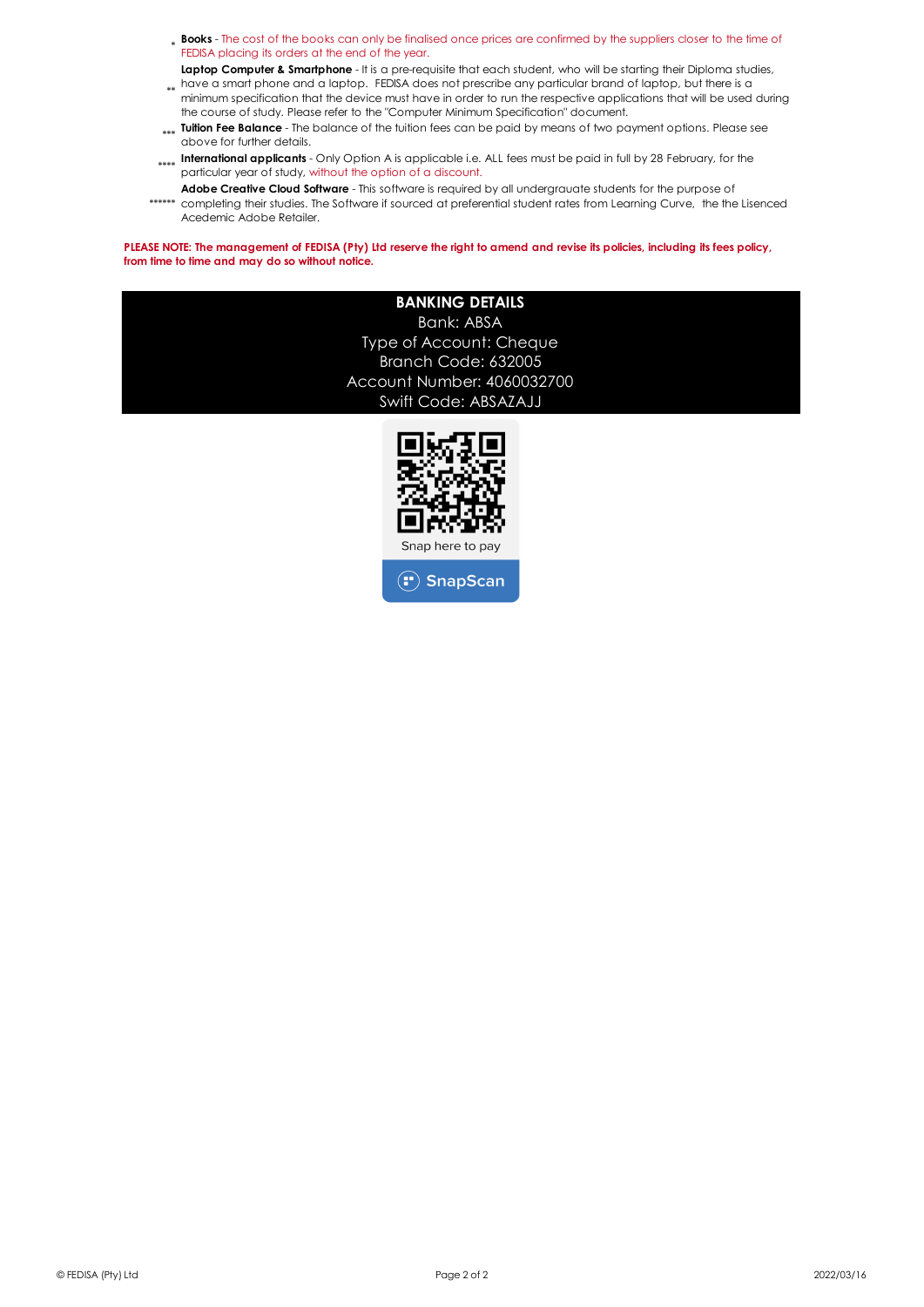- \* **Books** - The cost of the books can only be finalised once prices are confirmed by the suppliers closer to the time of FEDISA placing its orders at the end of the year.
- \*\* **Laptop Computer & Smartphone** - It is a pre-requisite that each student, who will be starting their Diploma studies, have a smart phone and a laptop. FEDISA does not prescribe any particular brand of laptop, but there is a minimum specification that the device must have in order to run the respective applications that will be used during the course of study. Please refer to the "Computer Minimum Specification" document.
- \*\*\* **Tuition Fee Balance** - The balance of the tuition fees can be paid by means of two payment options. Please see above for further details.
- \*\*\*\* **International applicants** - Only Option A is applicable i.e. ALL fees must be paid in full by 28 February, for the particular year of study, without the option of a discount.
- \*\*\*\*\*\* **Adobe Creative Cloud Software** - This software is required by all undergrauate students for the purpose of completing their studies. The Software if sourced at preferential student rates from Learning Curve, the the Lisenced Acedemic Adobe Retailer.

**PLEASE NOTE: The management of FEDISA (Pty) Ltd reserve the right to amend and revise its policies, including its fees policy, from time to time and may do so without notice.**

**BANKING DETAILS**

Bank: ABSA

Type of Account: Cheque

Branch Code: 632005

Account Number: 4060032700

Swift Code: ABSAZAJJ

Snap here to pay

SnapScan